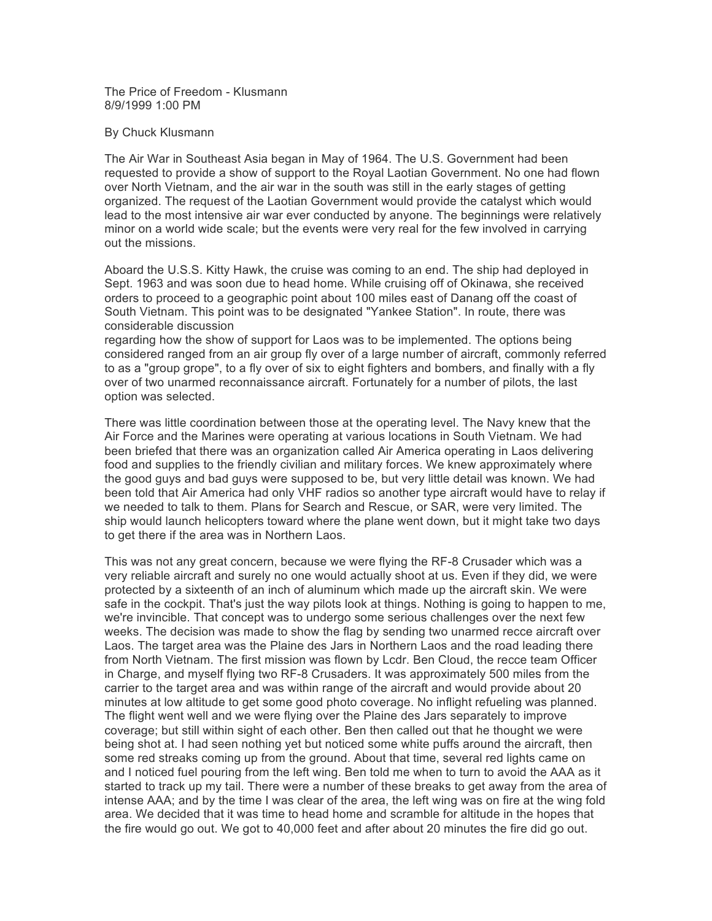The Price of Freedom - Klusmann
8/9/1999 1:00 PM

By Chuck Klusmann

The Air War in Southeast Asia began in May of 1964. The U.S. Government had been requested to provide a show of support to the Royal Laotian Government. No one had flown over North Vietnam, and the air war in the south was still in the early stages of getting organized. The request of the Laotian Government would provide the catalyst which would lead to the most intensive air war ever conducted by anyone. The beginnings were relatively minor on a world wide scale; but the events were very real for the few involved in carrying out the missions.

Aboard the U.S.S. Kitty Hawk, the cruise was coming to an end. The ship had deployed in Sept. 1963 and was soon due to head home. While cruising off of Okinawa, she received orders to proceed to a geographic point about 100 miles east of Danang off the coast of South Vietnam. This point was to be designated "Yankee Station". In route, there was considerable discussion regarding how the show of support for Laos was to be implemented. The options being considered ranged from an air group fly over of a large number of aircraft, commonly referred to as a "group grope", to a fly over of six to eight fighters and bombers, and finally with a fly over of two unarmed reconnaissance aircraft. Fortunately for a number of pilots, the last option was selected.

There was little coordination between those at the operating level. The Navy knew that the Air Force and the Marines were operating at various locations in South Vietnam. We had been briefed that there was an organization called Air America operating in Laos delivering food and supplies to the friendly civilian and military forces. We knew approximately where the good guys and bad guys were supposed to be, but very little detail was known. We had been told that Air America had only VHF radios so another type aircraft would have to relay if we needed to talk to them. Plans for Search and Rescue, or SAR, were very limited. The ship would launch helicopters toward where the plane went down, but it might take two days to get there if the area was in Northern Laos.

This was not any great concern, because we were flying the RF-8 Crusader which was a very reliable aircraft and surely no one would actually shoot at us. Even if they did, we were protected by a sixteenth of an inch of aluminum which made up the aircraft skin. We were safe in the cockpit. That's just the way pilots look at things. Nothing is going to happen to me, we're invincible. That concept was to undergo some serious challenges over the next few weeks. The decision was made to show the flag by sending two unarmed recce aircraft over Laos. The target area was the Plaine des Jars in Northern Laos and the road leading there from North Vietnam. The first mission was flown by Lcdr. Ben Cloud, the recce team Officer in Charge, and myself flying two RF-8 Crusaders. It was approximately 500 miles from the carrier to the target area and was within range of the aircraft and would provide about 20 minutes at low altitude to get some good photo coverage. No inflight refueling was planned. The flight went well and we were flying over the Plaine des Jars separately to improve coverage; but still within sight of each other. Ben then called out that he thought we were being shot at. I had seen nothing yet but noticed some white puffs around the aircraft, then some red streaks coming up from the ground. About that time, several red lights came on and I noticed fuel pouring from the left wing. Ben told me when to turn to avoid the AAA as it started to track up my tail. There were a number of these breaks to get away from the area of intense AAA; and by the time I was clear of the area, the left wing was on fire at the wing fold area. We decided that it was time to head home and scramble for altitude in the hopes that the fire would go out. We got to 40,000 feet and after about 20 minutes the fire did go out.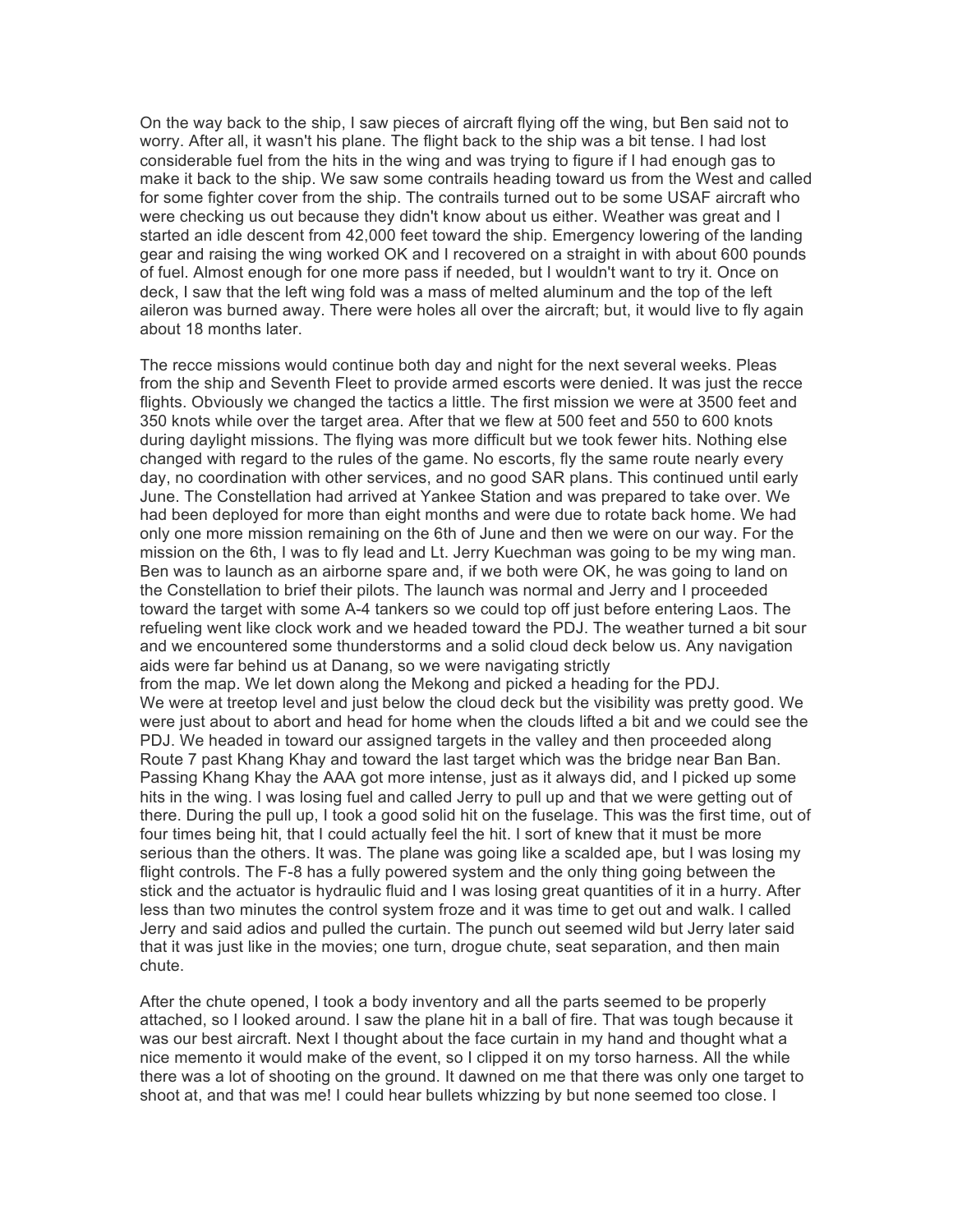On the way back to the ship, I saw pieces of aircraft flying off the wing, but Ben said not to worry. After all, it wasn't his plane. The flight back to the ship was a bit tense. I had lost considerable fuel from the hits in the wing and was trying to figure if I had enough gas to make it back to the ship. We saw some contrails heading toward us from the West and called for some fighter cover from the ship. The contrails turned out to be some USAF aircraft who were checking us out because they didn't know about us either. Weather was great and I started an idle descent from 42,000 feet toward the ship. Emergency lowering of the landing gear and raising the wing worked OK and I recovered on a straight in with about 600 pounds of fuel. Almost enough for one more pass if needed, but I wouldn't want to try it. Once on deck, I saw that the left wing fold was a mass of melted aluminum and the top of the left aileron was burned away. There were holes all over the aircraft; but, it would live to fly again about 18 months later.

The recce missions would continue both day and night for the next several weeks. Pleas from the ship and Seventh Fleet to provide armed escorts were denied. It was just the recce flights. Obviously we changed the tactics a little. The first mission we were at 3500 feet and 350 knots while over the target area. After that we flew at 500 feet and 550 to 600 knots during daylight missions. The flying was more difficult but we took fewer hits. Nothing else changed with regard to the rules of the game. No escorts, fly the same route nearly every day, no coordination with other services, and no good SAR plans. This continued until early June. The Constellation had arrived at Yankee Station and was prepared to take over. We had been deployed for more than eight months and were due to rotate back home. We had only one more mission remaining on the 6th of June and then we were on our way. For the mission on the 6th, I was to fly lead and Lt. Jerry Kuechman was going to be my wing man. Ben was to launch as an airborne spare and, if we both were OK, he was going to land on the Constellation to brief their pilots. The launch was normal and Jerry and I proceeded toward the target with some A-4 tankers so we could top off just before entering Laos. The refueling went like clock work and we headed toward the PDJ. The weather turned a bit sour and we encountered some thunderstorms and a solid cloud deck below us. Any navigation aids were far behind us at Danang, so we were navigating strictly from the map. We let down along the Mekong and picked a heading for the PDJ. We were at treetop level and just below the cloud deck but the visibility was pretty good. We were just about to abort and head for home when the clouds lifted a bit and we could see the PDJ. We headed in toward our assigned targets in the valley and then proceeded along Route 7 past Khang Khay and toward the last target which was the bridge near Ban Ban. Passing Khang Khay the AAA got more intense, just as it always did, and I picked up some hits in the wing. I was losing fuel and called Jerry to pull up and that we were getting out of there. During the pull up, I took a good solid hit on the fuselage. This was the first time, out of four times being hit, that I could actually feel the hit. I sort of knew that it must be more serious than the others. It was. The plane was going like a scalded ape, but I was losing my flight controls. The F-8 has a fully powered system and the only thing going between the stick and the actuator is hydraulic fluid and I was losing great quantities of it in a hurry. After less than two minutes the control system froze and it was time to get out and walk. I called Jerry and said adios and pulled the curtain. The punch out seemed wild but Jerry later said that it was just like in the movies; one turn, drogue chute, seat separation, and then main chute.

After the chute opened, I took a body inventory and all the parts seemed to be properly attached, so I looked around. I saw the plane hit in a ball of fire. That was tough because it was our best aircraft. Next I thought about the face curtain in my hand and thought what a nice memento it would make of the event, so I clipped it on my torso harness. All the while there was a lot of shooting on the ground. It dawned on me that there was only one target to shoot at, and that was me! I could hear bullets whizzing by but none seemed too close. I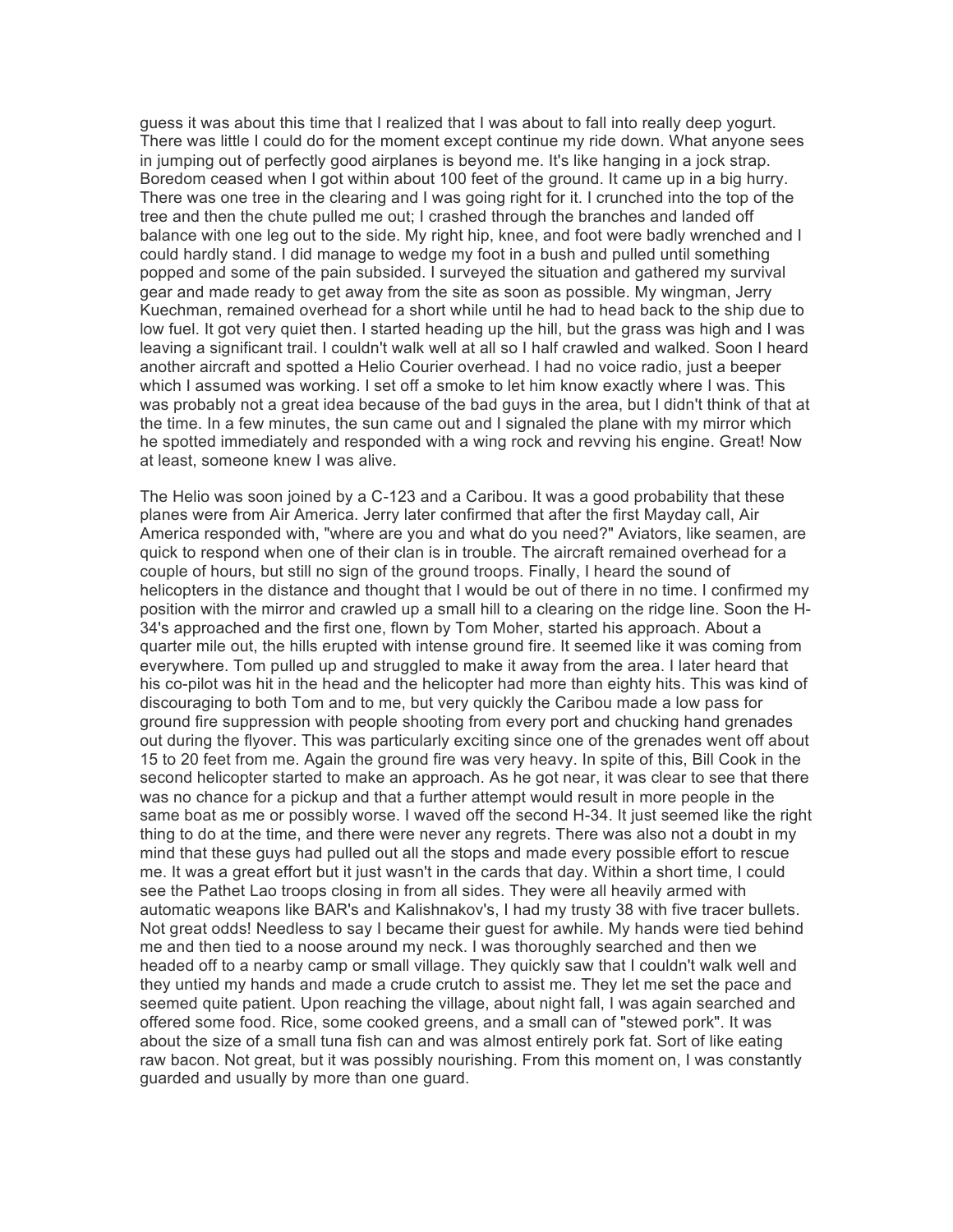guess it was about this time that I realized that I was about to fall into really deep yogurt. There was little I could do for the moment except continue my ride down. What anyone sees in jumping out of perfectly good airplanes is beyond me. It's like hanging in a jock strap. Boredom ceased when I got within about 100 feet of the ground. It came up in a big hurry. There was one tree in the clearing and I was going right for it. I crunched into the top of the tree and then the chute pulled me out; I crashed through the branches and landed off balance with one leg out to the side. My right hip, knee, and foot were badly wrenched and I could hardly stand. I did manage to wedge my foot in a bush and pulled until something popped and some of the pain subsided. I surveyed the situation and gathered my survival gear and made ready to get away from the site as soon as possible. My wingman, Jerry Kuechman, remained overhead for a short while until he had to head back to the ship due to low fuel. It got very quiet then. I started heading up the hill, but the grass was high and I was leaving a significant trail. I couldn't walk well at all so I half crawled and walked. Soon I heard another aircraft and spotted a Helio Courier overhead. I had no voice radio, just a beeper which I assumed was working. I set off a smoke to let him know exactly where I was. This was probably not a great idea because of the bad guys in the area, but I didn't think of that at the time. In a few minutes, the sun came out and I signaled the plane with my mirror which he spotted immediately and responded with a wing rock and revving his engine. Great! Now at least, someone knew I was alive.

The Helio was soon joined by a C-123 and a Caribou. It was a good probability that these planes were from Air America. Jerry later confirmed that after the first Mayday call, Air America responded with, "where are you and what do you need?" Aviators, like seamen, are quick to respond when one of their clan is in trouble. The aircraft remained overhead for a couple of hours, but still no sign of the ground troops. Finally, I heard the sound of helicopters in the distance and thought that I would be out of there in no time. I confirmed my position with the mirror and crawled up a small hill to a clearing on the ridge line. Soon the H-34's approached and the first one, flown by Tom Moher, started his approach. About a quarter mile out, the hills erupted with intense ground fire. It seemed like it was coming from everywhere. Tom pulled up and struggled to make it away from the area. I later heard that his co-pilot was hit in the head and the helicopter had more than eighty hits. This was kind of discouraging to both Tom and to me, but very quickly the Caribou made a low pass for ground fire suppression with people shooting from every port and chucking hand grenades out during the flyover. This was particularly exciting since one of the grenades went off about 15 to 20 feet from me. Again the ground fire was very heavy. In spite of this, Bill Cook in the second helicopter started to make an approach. As he got near, it was clear to see that there was no chance for a pickup and that a further attempt would result in more people in the same boat as me or possibly worse. I waved off the second H-34. It just seemed like the right thing to do at the time, and there were never any regrets. There was also not a doubt in my mind that these guys had pulled out all the stops and made every possible effort to rescue me. It was a great effort but it just wasn't in the cards that day. Within a short time, I could see the Pathet Lao troops closing in from all sides. They were all heavily armed with automatic weapons like BAR's and Kalishnakov's, I had my trusty 38 with five tracer bullets. Not great odds! Needless to say I became their guest for awhile. My hands were tied behind me and then tied to a noose around my neck. I was thoroughly searched and then we headed off to a nearby camp or small village. They quickly saw that I couldn't walk well and they untied my hands and made a crude crutch to assist me. They let me set the pace and seemed quite patient. Upon reaching the village, about night fall, I was again searched and offered some food. Rice, some cooked greens, and a small can of "stewed pork". It was about the size of a small tuna fish can and was almost entirely pork fat. Sort of like eating raw bacon. Not great, but it was possibly nourishing. From this moment on, I was constantly guarded and usually by more than one guard.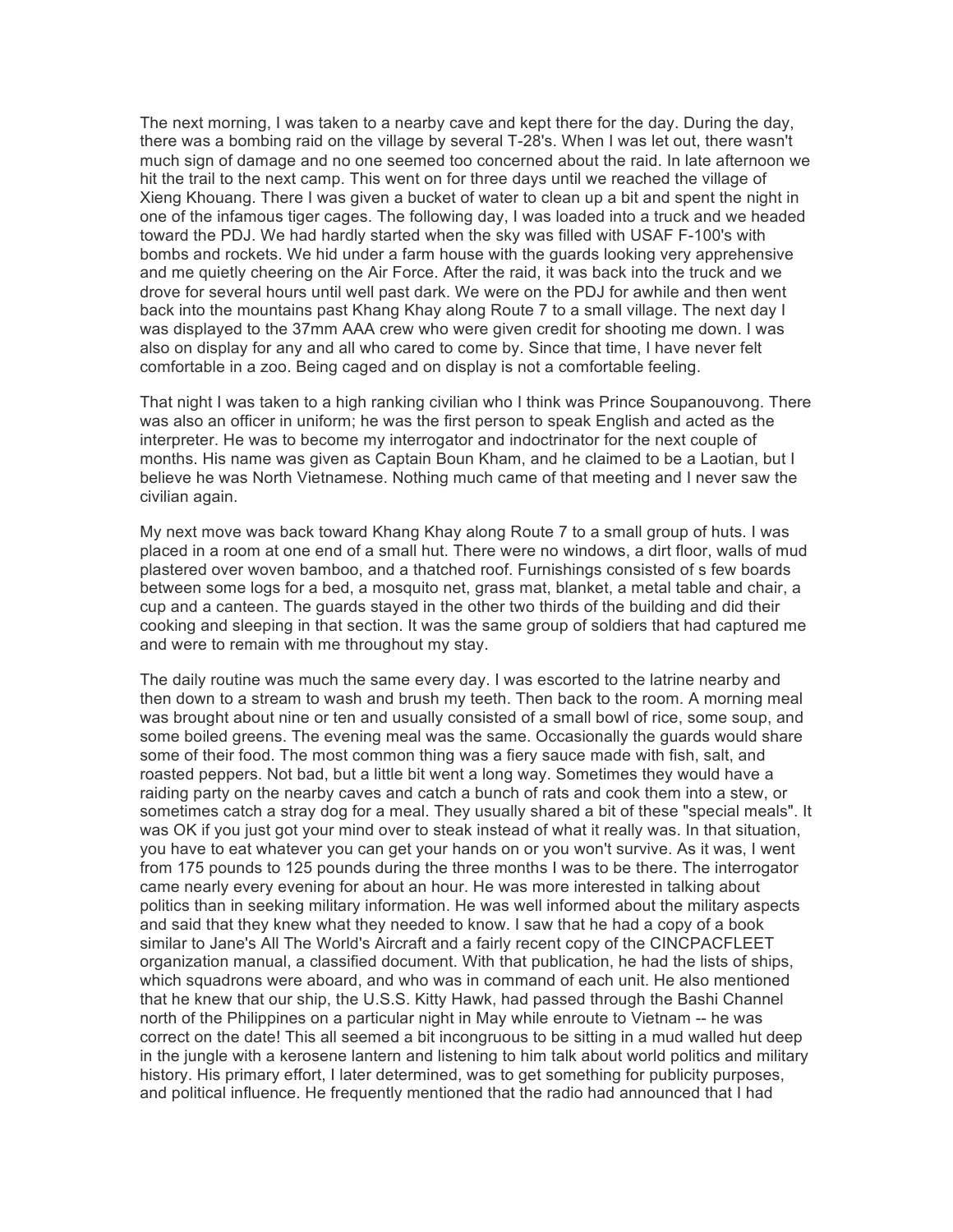The next morning, I was taken to a nearby cave and kept there for the day. During the day, there was a bombing raid on the village by several T-28's. When I was let out, there wasn't much sign of damage and no one seemed too concerned about the raid. In late afternoon we hit the trail to the next camp. This went on for three days until we reached the village of Xieng Khouang. There I was given a bucket of water to clean up a bit and spent the night in one of the infamous tiger cages. The following day, I was loaded into a truck and we headed toward the PDJ. We had hardly started when the sky was filled with USAF F-100's with bombs and rockets. We hid under a farm house with the guards looking very apprehensive and me quietly cheering on the Air Force. After the raid, it was back into the truck and we drove for several hours until well past dark. We were on the PDJ for awhile and then went back into the mountains past Khang Khay along Route 7 to a small village. The next day I was displayed to the 37mm AAA crew who were given credit for shooting me down. I was also on display for any and all who cared to come by. Since that time, I have never felt comfortable in a zoo. Being caged and on display is not a comfortable feeling.

That night I was taken to a high ranking civilian who I think was Prince Soupanouvong. There was also an officer in uniform; he was the first person to speak English and acted as the interpreter. He was to become my interrogator and indoctrinator for the next couple of months. His name was given as Captain Boun Kham, and he claimed to be a Laotian, but I believe he was North Vietnamese. Nothing much came of that meeting and I never saw the civilian again.

My next move was back toward Khang Khay along Route 7 to a small group of huts. I was placed in a room at one end of a small hut. There were no windows, a dirt floor, walls of mud plastered over woven bamboo, and a thatched roof. Furnishings consisted of s few boards between some logs for a bed, a mosquito net, grass mat, blanket, a metal table and chair, a cup and a canteen. The guards stayed in the other two thirds of the building and did their cooking and sleeping in that section. It was the same group of soldiers that had captured me and were to remain with me throughout my stay.

The daily routine was much the same every day. I was escorted to the latrine nearby and then down to a stream to wash and brush my teeth. Then back to the room. A morning meal was brought about nine or ten and usually consisted of a small bowl of rice, some soup, and some boiled greens. The evening meal was the same. Occasionally the guards would share some of their food. The most common thing was a fiery sauce made with fish, salt, and roasted peppers. Not bad, but a little bit went a long way. Sometimes they would have a raiding party on the nearby caves and catch a bunch of rats and cook them into a stew, or sometimes catch a stray dog for a meal. They usually shared a bit of these "special meals". It was OK if you just got your mind over to steak instead of what it really was. In that situation, you have to eat whatever you can get your hands on or you won't survive. As it was, I went from 175 pounds to 125 pounds during the three months I was to be there. The interrogator came nearly every evening for about an hour. He was more interested in talking about politics than in seeking military information. He was well informed about the military aspects and said that they knew what they needed to know. I saw that he had a copy of a book similar to Jane's All The World's Aircraft and a fairly recent copy of the CINCPACFLEET organization manual, a classified document. With that publication, he had the lists of ships, which squadrons were aboard, and who was in command of each unit. He also mentioned that he knew that our ship, the U.S.S. Kitty Hawk, had passed through the Bashi Channel north of the Philippines on a particular night in May while enroute to Vietnam -- he was correct on the date! This all seemed a bit incongruous to be sitting in a mud walled hut deep in the jungle with a kerosene lantern and listening to him talk about world politics and military history. His primary effort, I later determined, was to get something for publicity purposes, and political influence. He frequently mentioned that the radio had announced that I had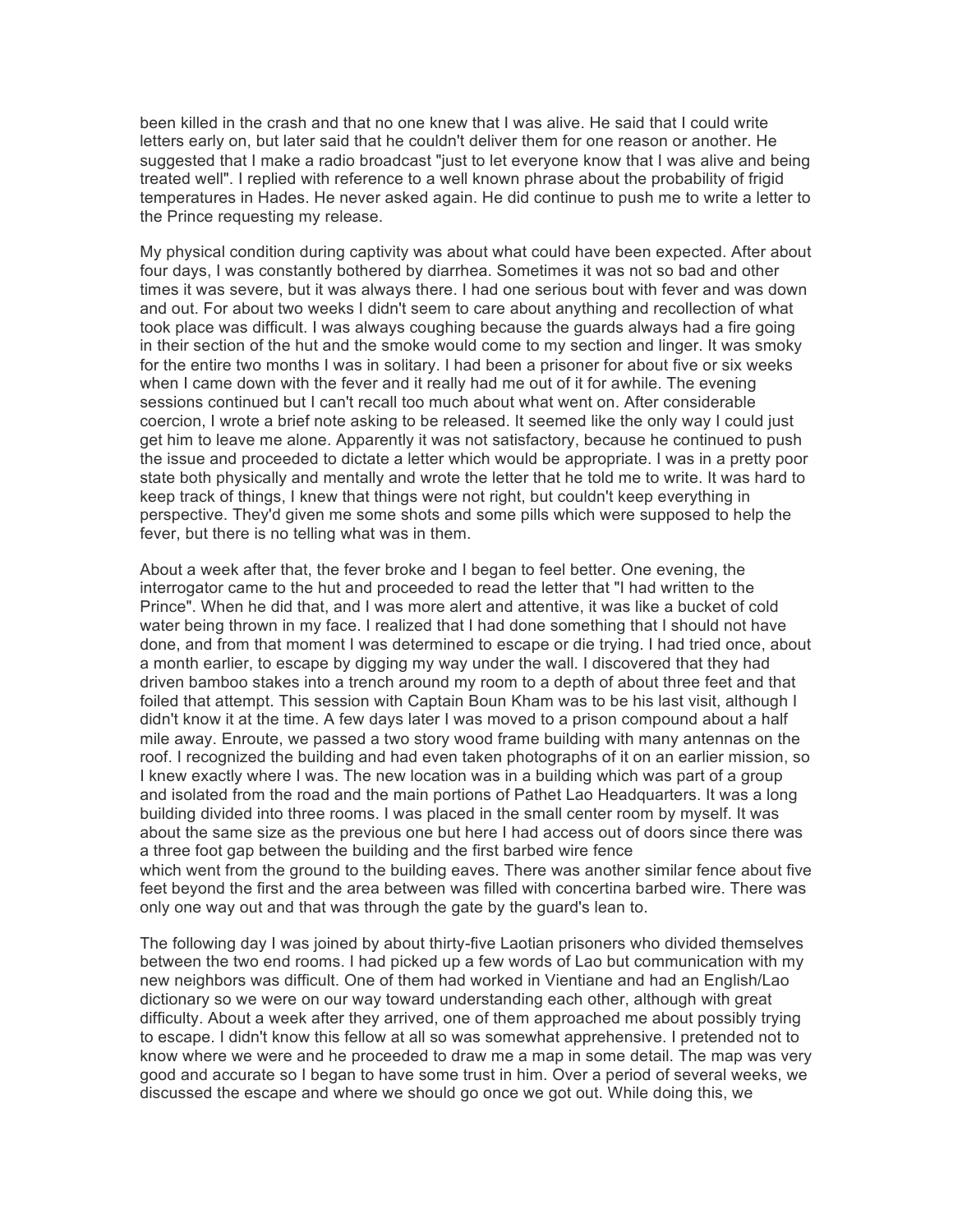been killed in the crash and that no one knew that I was alive. He said that I could write letters early on, but later said that he couldn't deliver them for one reason or another. He suggested that I make a radio broadcast "just to let everyone know that I was alive and being treated well". I replied with reference to a well known phrase about the probability of frigid temperatures in Hades. He never asked again. He did continue to push me to write a letter to the Prince requesting my release.

My physical condition during captivity was about what could have been expected. After about four days, I was constantly bothered by diarrhea. Sometimes it was not so bad and other times it was severe, but it was always there. I had one serious bout with fever and was down and out. For about two weeks I didn't seem to care about anything and recollection of what took place was difficult. I was always coughing because the guards always had a fire going in their section of the hut and the smoke would come to my section and linger. It was smoky for the entire two months I was in solitary. I had been a prisoner for about five or six weeks when I came down with the fever and it really had me out of it for awhile. The evening sessions continued but I can't recall too much about what went on. After considerable coercion, I wrote a brief note asking to be released. It seemed like the only way I could just get him to leave me alone. Apparently it was not satisfactory, because he continued to push the issue and proceeded to dictate a letter which would be appropriate. I was in a pretty poor state both physically and mentally and wrote the letter that he told me to write. It was hard to keep track of things, I knew that things were not right, but couldn't keep everything in perspective. They'd given me some shots and some pills which were supposed to help the fever, but there is no telling what was in them.

About a week after that, the fever broke and I began to feel better. One evening, the interrogator came to the hut and proceeded to read the letter that "I had written to the Prince". When he did that, and I was more alert and attentive, it was like a bucket of cold water being thrown in my face. I realized that I had done something that I should not have done, and from that moment I was determined to escape or die trying. I had tried once, about a month earlier, to escape by digging my way under the wall. I discovered that they had driven bamboo stakes into a trench around my room to a depth of about three feet and that foiled that attempt. This session with Captain Boun Kham was to be his last visit, although I didn't know it at the time. A few days later I was moved to a prison compound about a half mile away. Enroute, we passed a two story wood frame building with many antennas on the roof. I recognized the building and had even taken photographs of it on an earlier mission, so I knew exactly where I was. The new location was in a building which was part of a group and isolated from the road and the main portions of Pathet Lao Headquarters. It was a long building divided into three rooms. I was placed in the small center room by myself. It was about the same size as the previous one but here I had access out of doors since there was a three foot gap between the building and the first barbed wire fence which went from the ground to the building eaves. There was another similar fence about five feet beyond the first and the area between was filled with concertina barbed wire. There was only one way out and that was through the gate by the guard's lean to.

The following day I was joined by about thirty-five Laotian prisoners who divided themselves between the two end rooms. I had picked up a few words of Lao but communication with my new neighbors was difficult. One of them had worked in Vientiane and had an English/Lao dictionary so we were on our way toward understanding each other, although with great difficulty. About a week after they arrived, one of them approached me about possibly trying to escape. I didn't know this fellow at all so was somewhat apprehensive. I pretended not to know where we were and he proceeded to draw me a map in some detail. The map was very good and accurate so I began to have some trust in him. Over a period of several weeks, we discussed the escape and where we should go once we got out. While doing this, we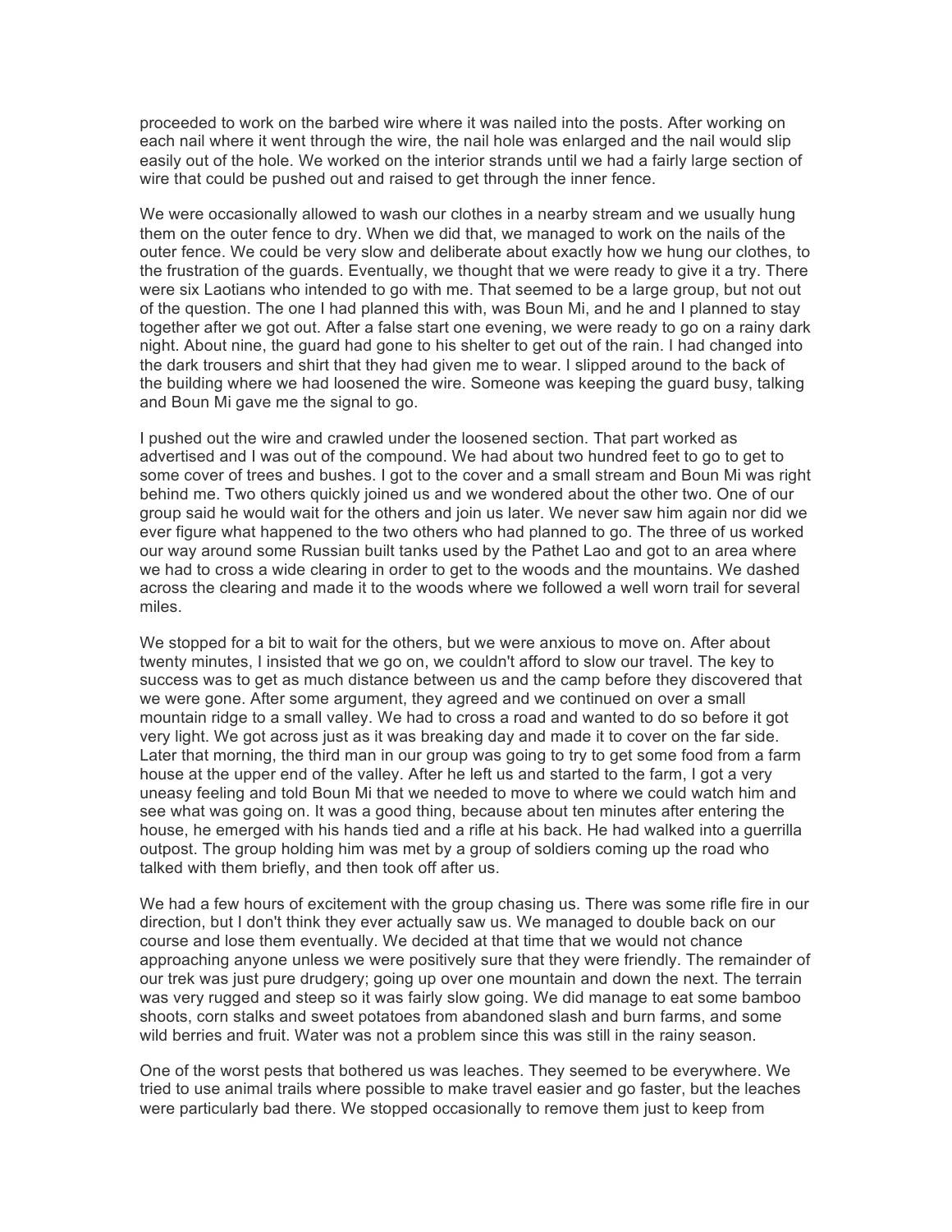proceeded to work on the barbed wire where it was nailed into the posts. After working on each nail where it went through the wire, the nail hole was enlarged and the nail would slip easily out of the hole. We worked on the interior strands until we had a fairly large section of wire that could be pushed out and raised to get through the inner fence.

We were occasionally allowed to wash our clothes in a nearby stream and we usually hung them on the outer fence to dry. When we did that, we managed to work on the nails of the outer fence. We could be very slow and deliberate about exactly how we hung our clothes, to the frustration of the guards. Eventually, we thought that we were ready to give it a try. There were six Laotians who intended to go with me. That seemed to be a large group, but not out of the question. The one I had planned this with, was Boun Mi, and he and I planned to stay together after we got out. After a false start one evening, we were ready to go on a rainy dark night. About nine, the guard had gone to his shelter to get out of the rain. I had changed into the dark trousers and shirt that they had given me to wear. I slipped around to the back of the building where we had loosened the wire. Someone was keeping the guard busy, talking and Boun Mi gave me the signal to go.

I pushed out the wire and crawled under the loosened section. That part worked as advertised and I was out of the compound. We had about two hundred feet to go to get to some cover of trees and bushes. I got to the cover and a small stream and Boun Mi was right behind me. Two others quickly joined us and we wondered about the other two. One of our group said he would wait for the others and join us later. We never saw him again nor did we ever figure what happened to the two others who had planned to go. The three of us worked our way around some Russian built tanks used by the Pathet Lao and got to an area where we had to cross a wide clearing in order to get to the woods and the mountains. We dashed across the clearing and made it to the woods where we followed a well worn trail for several miles.

We stopped for a bit to wait for the others, but we were anxious to move on. After about twenty minutes, I insisted that we go on, we couldn't afford to slow our travel. The key to success was to get as much distance between us and the camp before they discovered that we were gone. After some argument, they agreed and we continued on over a small mountain ridge to a small valley. We had to cross a road and wanted to do so before it got very light. We got across just as it was breaking day and made it to cover on the far side. Later that morning, the third man in our group was going to try to get some food from a farm house at the upper end of the valley. After he left us and started to the farm, I got a very uneasy feeling and told Boun Mi that we needed to move to where we could watch him and see what was going on. It was a good thing, because about ten minutes after entering the house, he emerged with his hands tied and a rifle at his back. He had walked into a guerrilla outpost. The group holding him was met by a group of soldiers coming up the road who talked with them briefly, and then took off after us.

We had a few hours of excitement with the group chasing us. There was some rifle fire in our direction, but I don't think they ever actually saw us. We managed to double back on our course and lose them eventually. We decided at that time that we would not chance approaching anyone unless we were positively sure that they were friendly. The remainder of our trek was just pure drudgery; going up over one mountain and down the next. The terrain was very rugged and steep so it was fairly slow going. We did manage to eat some bamboo shoots, corn stalks and sweet potatoes from abandoned slash and burn farms, and some wild berries and fruit. Water was not a problem since this was still in the rainy season.

One of the worst pests that bothered us was leaches. They seemed to be everywhere. We tried to use animal trails where possible to make travel easier and go faster, but the leaches were particularly bad there. We stopped occasionally to remove them just to keep from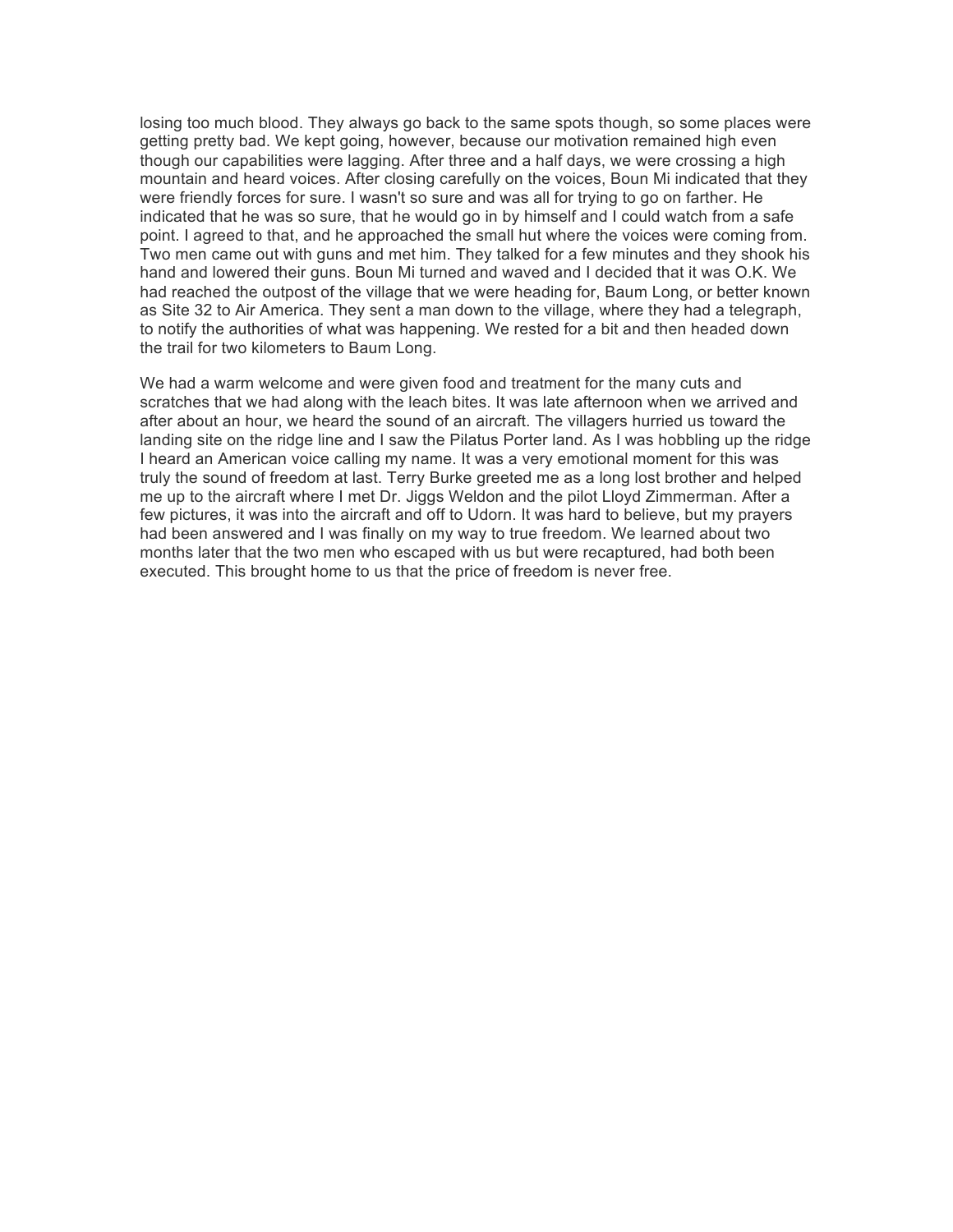losing too much blood. They always go back to the same spots though, so some places were getting pretty bad. We kept going, however, because our motivation remained high even though our capabilities were lagging. After three and a half days, we were crossing a high mountain and heard voices. After closing carefully on the voices, Boun Mi indicated that they were friendly forces for sure. I wasn't so sure and was all for trying to go on farther. He indicated that he was so sure, that he would go in by himself and I could watch from a safe point. I agreed to that, and he approached the small hut where the voices were coming from. Two men came out with guns and met him. They talked for a few minutes and they shook his hand and lowered their guns. Boun Mi turned and waved and I decided that it was O.K. We had reached the outpost of the village that we were heading for, Baum Long, or better known as Site 32 to Air America. They sent a man down to the village, where they had a telegraph, to notify the authorities of what was happening. We rested for a bit and then headed down the trail for two kilometers to Baum Long.

We had a warm welcome and were given food and treatment for the many cuts and scratches that we had along with the leach bites. It was late afternoon when we arrived and after about an hour, we heard the sound of an aircraft. The villagers hurried us toward the landing site on the ridge line and I saw the Pilatus Porter land. As I was hobbling up the ridge I heard an American voice calling my name. It was a very emotional moment for this was truly the sound of freedom at last. Terry Burke greeted me as a long lost brother and helped me up to the aircraft where I met Dr. Jiggs Weldon and the pilot Lloyd Zimmerman. After a few pictures, it was into the aircraft and off to Udorn. It was hard to believe, but my prayers had been answered and I was finally on my way to true freedom. We learned about two months later that the two men who escaped with us but were recaptured, had both been executed. This brought home to us that the price of freedom is never free.